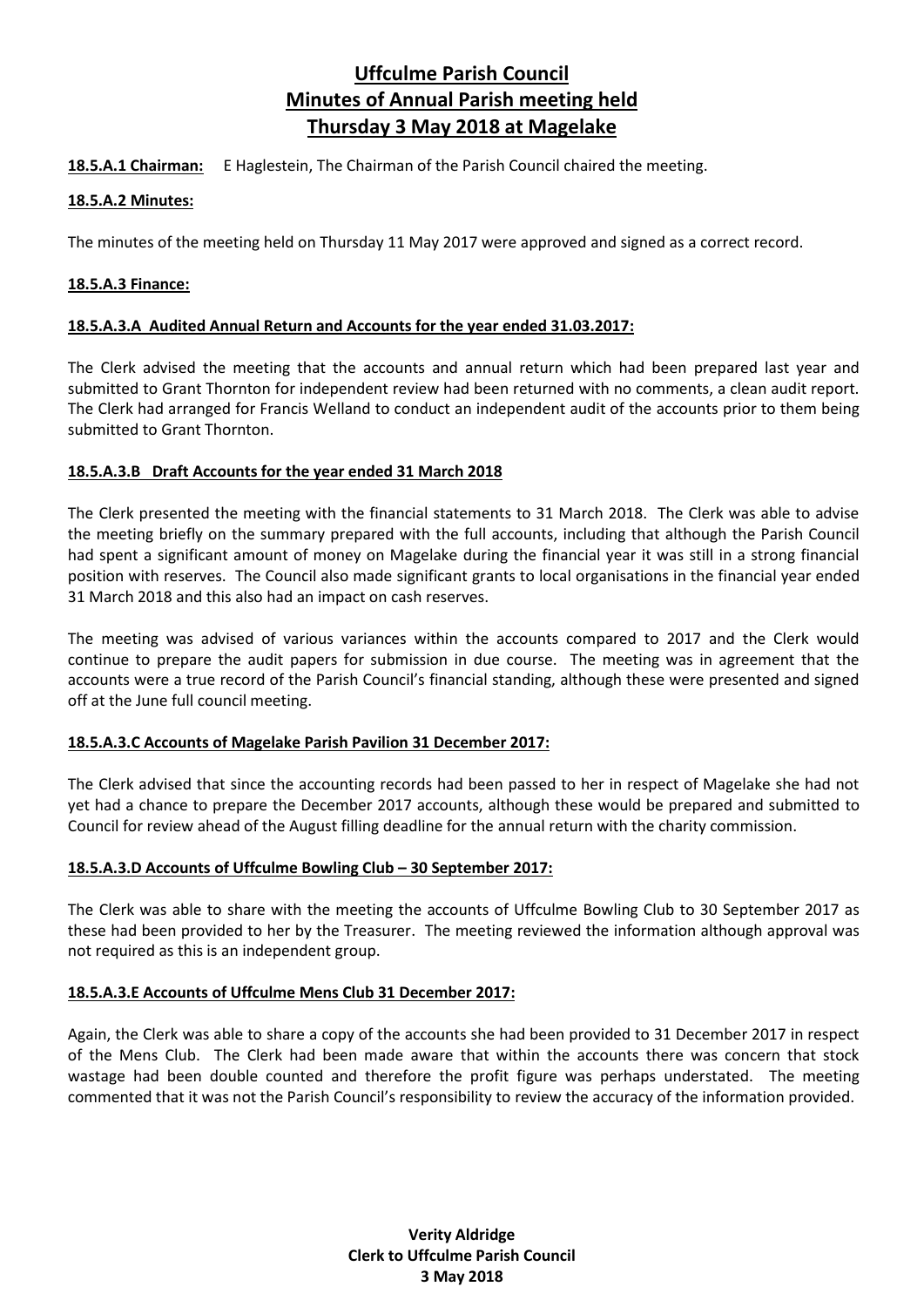# Uffculme Parish Council
# Minutes of Annual Parish meeting held
# Thursday 3 May 2018 at Magelake

**18.5.A.1 Chairman:** E Haglestein, The Chairman of the Parish Council chaired the meeting.

**18.5.A.2 Minutes:**

The minutes of the meeting held on Thursday 11 May 2017 were approved and signed as a correct record.

**18.5.A.3 Finance:**

**18.5.A.3.A Audited Annual Return and Accounts for the year ended 31.03.2017:**

The Clerk advised the meeting that the accounts and annual return which had been prepared last year and submitted to Grant Thornton for independent review had been returned with no comments, a clean audit report. The Clerk had arranged for Francis Welland to conduct an independent audit of the accounts prior to them being submitted to Grant Thornton.

**18.5.A.3.B Draft Accounts for the year ended 31 March 2018**

The Clerk presented the meeting with the financial statements to 31 March 2018. The Clerk was able to advise the meeting briefly on the summary prepared with the full accounts, including that although the Parish Council had spent a significant amount of money on Magelake during the financial year it was still in a strong financial position with reserves. The Council also made significant grants to local organisations in the financial year ended 31 March 2018 and this also had an impact on cash reserves.

The meeting was advised of various variances within the accounts compared to 2017 and the Clerk would continue to prepare the audit papers for submission in due course. The meeting was in agreement that the accounts were a true record of the Parish Council's financial standing, although these were presented and signed off at the June full council meeting.

**18.5.A.3.C Accounts of Magelake Parish Pavilion 31 December 2017:**

The Clerk advised that since the accounting records had been passed to her in respect of Magelake she had not yet had a chance to prepare the December 2017 accounts, although these would be prepared and submitted to Council for review ahead of the August filling deadline for the annual return with the charity commission.

**18.5.A.3.D Accounts of Uffculme Bowling Club – 30 September 2017:**

The Clerk was able to share with the meeting the accounts of Uffculme Bowling Club to 30 September 2017 as these had been provided to her by the Treasurer. The meeting reviewed the information although approval was not required as this is an independent group.

**18.5.A.3.E Accounts of Uffculme Mens Club 31 December 2017:**

Again, the Clerk was able to share a copy of the accounts she had been provided to 31 December 2017 in respect of the Mens Club. The Clerk had been made aware that within the accounts there was concern that stock wastage had been double counted and therefore the profit figure was perhaps understated. The meeting commented that it was not the Parish Council's responsibility to review the accuracy of the information provided.

**Verity Aldridge**
**Clerk to Uffculme Parish Council**
**3 May 2018**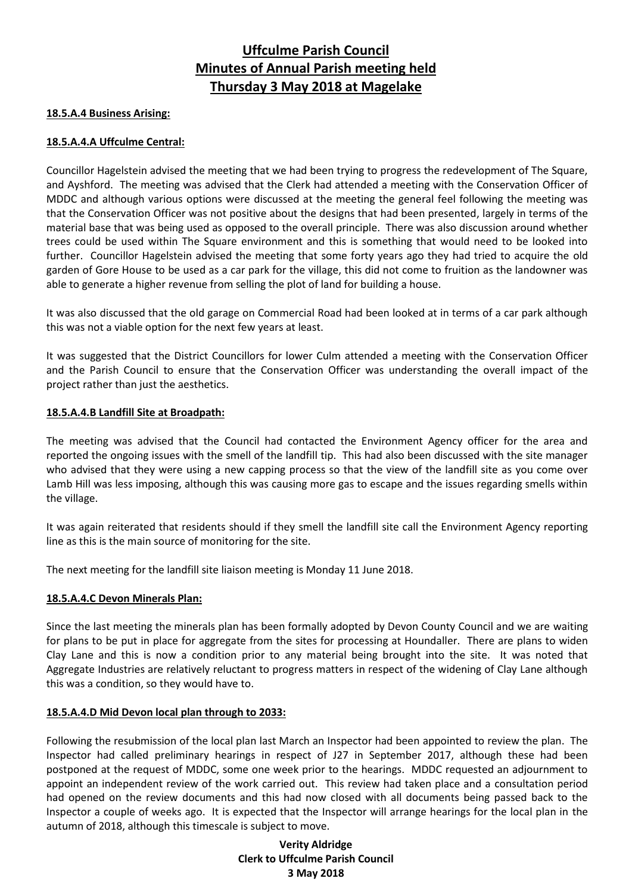# Uffculme Parish Council
## Minutes of Annual Parish meeting held
## Thursday 3 May 2018 at Magelake

**18.5.A.4 Business Arising:**

**18.5.A.4.A Uffculme Central:**

Councillor Hagelstein advised the meeting that we had been trying to progress the redevelopment of The Square, and Ayshford. The meeting was advised that the Clerk had attended a meeting with the Conservation Officer of MDDC and although various options were discussed at the meeting the general feel following the meeting was that the Conservation Officer was not positive about the designs that had been presented, largely in terms of the material base that was being used as opposed to the overall principle. There was also discussion around whether trees could be used within The Square environment and this is something that would need to be looked into further. Councillor Hagelstein advised the meeting that some forty years ago they had tried to acquire the old garden of Gore House to be used as a car park for the village, this did not come to fruition as the landowner was able to generate a higher revenue from selling the plot of land for building a house.

It was also discussed that the old garage on Commercial Road had been looked at in terms of a car park although this was not a viable option for the next few years at least.

It was suggested that the District Councillors for lower Culm attended a meeting with the Conservation Officer and the Parish Council to ensure that the Conservation Officer was understanding the overall impact of the project rather than just the aesthetics.

**18.5.A.4.B Landfill Site at Broadpath:**

The meeting was advised that the Council had contacted the Environment Agency officer for the area and reported the ongoing issues with the smell of the landfill tip. This had also been discussed with the site manager who advised that they were using a new capping process so that the view of the landfill site as you come over Lamb Hill was less imposing, although this was causing more gas to escape and the issues regarding smells within the village.

It was again reiterated that residents should if they smell the landfill site call the Environment Agency reporting line as this is the main source of monitoring for the site.

The next meeting for the landfill site liaison meeting is Monday 11 June 2018.

**18.5.A.4.C Devon Minerals Plan:**

Since the last meeting the minerals plan has been formally adopted by Devon County Council and we are waiting for plans to be put in place for aggregate from the sites for processing at Houndaller. There are plans to widen Clay Lane and this is now a condition prior to any material being brought into the site. It was noted that Aggregate Industries are relatively reluctant to progress matters in respect of the widening of Clay Lane although this was a condition, so they would have to.

**18.5.A.4.D Mid Devon local plan through to 2033:**

Following the resubmission of the local plan last March an Inspector had been appointed to review the plan. The Inspector had called preliminary hearings in respect of J27 in September 2017, although these had been postponed at the request of MDDC, some one week prior to the hearings. MDDC requested an adjournment to appoint an independent review of the work carried out. This review had taken place and a consultation period had opened on the review documents and this had now closed with all documents being passed back to the Inspector a couple of weeks ago. It is expected that the Inspector will arrange hearings for the local plan in the autumn of 2018, although this timescale is subject to move.

**Verity Aldridge**
**Clerk to Uffculme Parish Council**
**3 May 2018**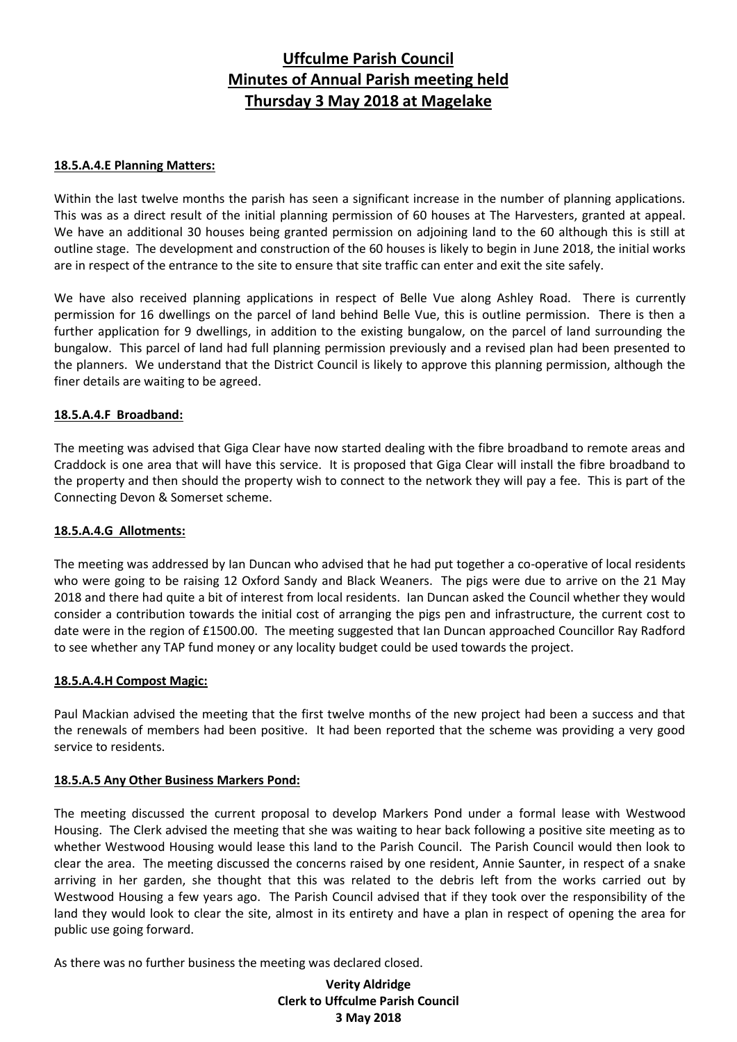# Uffculme Parish Council
# Minutes of Annual Parish meeting held
# Thursday 3 May 2018 at Magelake

## 18.5.A.4.E Planning Matters:

Within the last twelve months the parish has seen a significant increase in the number of planning applications. This was as a direct result of the initial planning permission of 60 houses at The Harvesters, granted at appeal. We have an additional 30 houses being granted permission on adjoining land to the 60 although this is still at outline stage. The development and construction of the 60 houses is likely to begin in June 2018, the initial works are in respect of the entrance to the site to ensure that site traffic can enter and exit the site safely.

We have also received planning applications in respect of Belle Vue along Ashley Road. There is currently permission for 16 dwellings on the parcel of land behind Belle Vue, this is outline permission. There is then a further application for 9 dwellings, in addition to the existing bungalow, on the parcel of land surrounding the bungalow. This parcel of land had full planning permission previously and a revised plan had been presented to the planners. We understand that the District Council is likely to approve this planning permission, although the finer details are waiting to be agreed.

## 18.5.A.4.F Broadband:

The meeting was advised that Giga Clear have now started dealing with the fibre broadband to remote areas and Craddock is one area that will have this service. It is proposed that Giga Clear will install the fibre broadband to the property and then should the property wish to connect to the network they will pay a fee. This is part of the Connecting Devon & Somerset scheme.

## 18.5.A.4.G Allotments:

The meeting was addressed by Ian Duncan who advised that he had put together a co-operative of local residents who were going to be raising 12 Oxford Sandy and Black Weaners. The pigs were due to arrive on the 21 May 2018 and there had quite a bit of interest from local residents. Ian Duncan asked the Council whether they would consider a contribution towards the initial cost of arranging the pigs pen and infrastructure, the current cost to date were in the region of £1500.00. The meeting suggested that Ian Duncan approached Councillor Ray Radford to see whether any TAP fund money or any locality budget could be used towards the project.

## 18.5.A.4.H Compost Magic:

Paul Mackian advised the meeting that the first twelve months of the new project had been a success and that the renewals of members had been positive. It had been reported that the scheme was providing a very good service to residents.

## 18.5.A.5 Any Other Business Markers Pond:

The meeting discussed the current proposal to develop Markers Pond under a formal lease with Westwood Housing. The Clerk advised the meeting that she was waiting to hear back following a positive site meeting as to whether Westwood Housing would lease this land to the Parish Council. The Parish Council would then look to clear the area. The meeting discussed the concerns raised by one resident, Annie Saunter, in respect of a snake arriving in her garden, she thought that this was related to the debris left from the works carried out by Westwood Housing a few years ago. The Parish Council advised that if they took over the responsibility of the land they would look to clear the site, almost in its entirety and have a plan in respect of opening the area for public use going forward.

As there was no further business the meeting was declared closed.

**Verity Aldridge**
**Clerk to Uffculme Parish Council**
**3 May 2018**